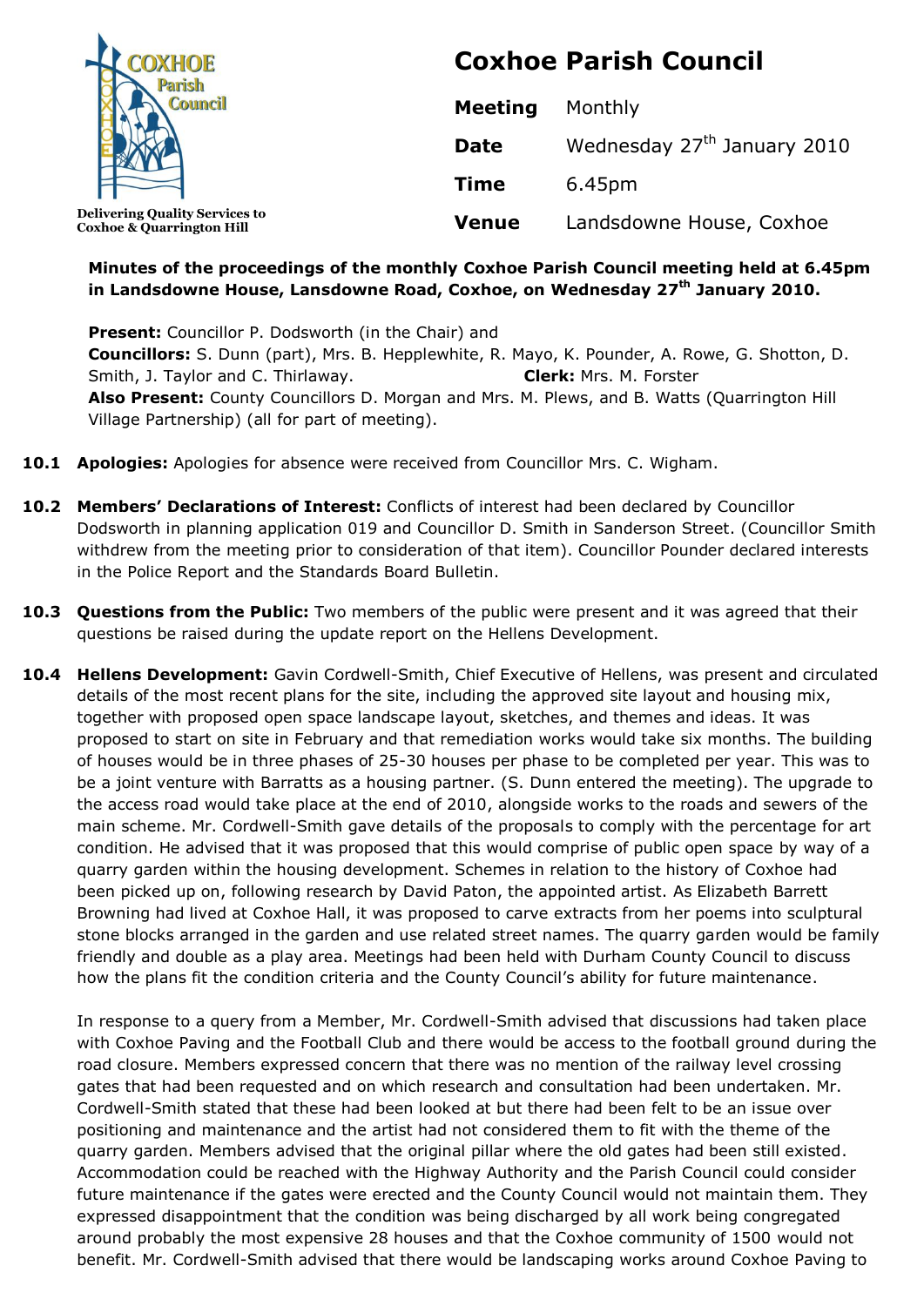COXHOE Parish Council

Delivering Quality Services to Coxhoe & Quarrington Hill

# Coxhoe Parish Council

| | |
|---|---|
| **Meeting** | Monthly |
| **Date** | Wednesday 27th January 2010 |
| **Time** | 6.45pm |
| **Venue** | Landsdowne House, Coxhoe |

**Minutes of the proceedings of the monthly Coxhoe Parish Council meeting held at 6.45pm in Landsdowne House, Lansdowne Road, Coxhoe, on Wednesday 27th January 2010.**

**Present:** Councillor P. Dodsworth (in the Chair) and
**Councillors:** S. Dunn (part), Mrs. B. Hepplewhite, R. Mayo, K. Pounder, A. Rowe, G. Shotton, D. Smith, J. Taylor and C. Thirlaway. **Clerk:** Mrs. M. Forster
**Also Present:** County Councillors D. Morgan and Mrs. M. Plews, and B. Watts (Quarrington Hill Village Partnership) (all for part of meeting).

**10.1 Apologies:** Apologies for absence were received from Councillor Mrs. C. Wigham.

**10.2 Members' Declarations of Interest:** Conflicts of interest had been declared by Councillor Dodsworth in planning application 019 and Councillor D. Smith in Sanderson Street. (Councillor Smith withdrew from the meeting prior to consideration of that item). Councillor Pounder declared interests in the Police Report and the Standards Board Bulletin.

**10.3 Questions from the Public:** Two members of the public were present and it was agreed that their questions be raised during the update report on the Hellens Development.

**10.4 Hellens Development:** Gavin Cordwell-Smith, Chief Executive of Hellens, was present and circulated details of the most recent plans for the site, including the approved site layout and housing mix, together with proposed open space landscape layout, sketches, and themes and ideas. It was proposed to start on site in February and that remediation works would take six months. The building of houses would be in three phases of 25-30 houses per phase to be completed per year. This was to be a joint venture with Barratts as a housing partner. (S. Dunn entered the meeting). The upgrade to the access road would take place at the end of 2010, alongside works to the roads and sewers of the main scheme. Mr. Cordwell-Smith gave details of the proposals to comply with the percentage for art condition. He advised that it was proposed that this would comprise of public open space by way of a quarry garden within the housing development. Schemes in relation to the history of Coxhoe had been picked up on, following research by David Paton, the appointed artist. As Elizabeth Barrett Browning had lived at Coxhoe Hall, it was proposed to carve extracts from her poems into sculptural stone blocks arranged in the garden and use related street names. The quarry garden would be family friendly and double as a play area. Meetings had been held with Durham County Council to discuss how the plans fit the condition criteria and the County Council's ability for future maintenance.

In response to a query from a Member, Mr. Cordwell-Smith advised that discussions had taken place with Coxhoe Paving and the Football Club and there would be access to the football ground during the road closure. Members expressed concern that there was no mention of the railway level crossing gates that had been requested and on which research and consultation had been undertaken. Mr. Cordwell-Smith stated that these had been looked at but there had been felt to be an issue over positioning and maintenance and the artist had not considered them to fit with the theme of the quarry garden. Members advised that the original pillar where the old gates had been still existed. Accommodation could be reached with the Highway Authority and the Parish Council could consider future maintenance if the gates were erected and the County Council would not maintain them. They expressed disappointment that the condition was being discharged by all work being congregated around probably the most expensive 28 houses and that the Coxhoe community of 1500 would not benefit. Mr. Cordwell-Smith advised that there would be landscaping works around Coxhoe Paving to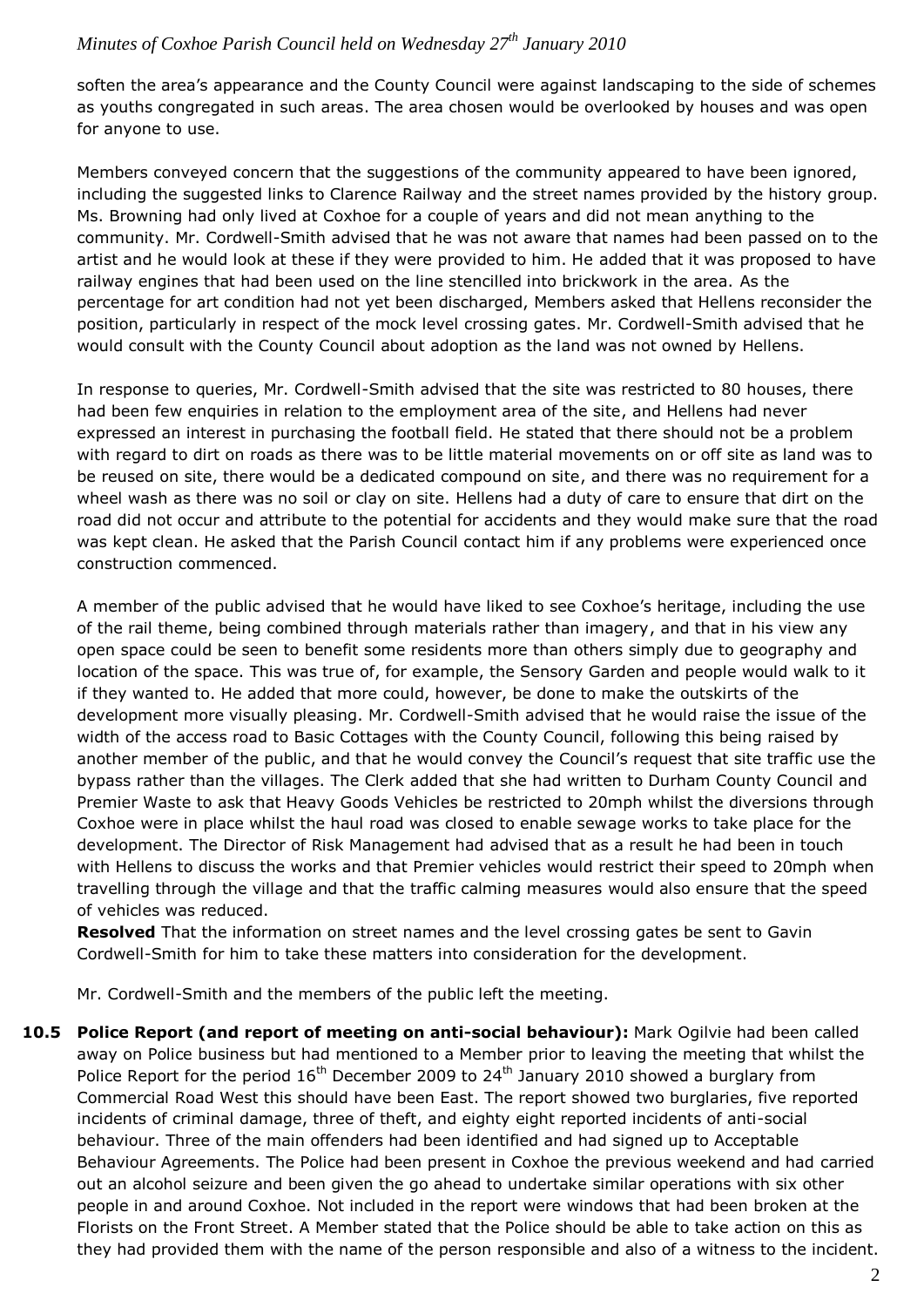soften the area's appearance and the County Council were against landscaping to the side of schemes as youths congregated in such areas. The area chosen would be overlooked by houses and was open for anyone to use.

Members conveyed concern that the suggestions of the community appeared to have been ignored, including the suggested links to Clarence Railway and the street names provided by the history group. Ms. Browning had only lived at Coxhoe for a couple of years and did not mean anything to the community. Mr. Cordwell-Smith advised that he was not aware that names had been passed on to the artist and he would look at these if they were provided to him. He added that it was proposed to have railway engines that had been used on the line stencilled into brickwork in the area. As the percentage for art condition had not yet been discharged, Members asked that Hellens reconsider the position, particularly in respect of the mock level crossing gates. Mr. Cordwell-Smith advised that he would consult with the County Council about adoption as the land was not owned by Hellens.

In response to queries, Mr. Cordwell-Smith advised that the site was restricted to 80 houses, there had been few enquiries in relation to the employment area of the site, and Hellens had never expressed an interest in purchasing the football field. He stated that there should not be a problem with regard to dirt on roads as there was to be little material movements on or off site as land was to be reused on site, there would be a dedicated compound on site, and there was no requirement for a wheel wash as there was no soil or clay on site. Hellens had a duty of care to ensure that dirt on the road did not occur and attribute to the potential for accidents and they would make sure that the road was kept clean. He asked that the Parish Council contact him if any problems were experienced once construction commenced.

A member of the public advised that he would have liked to see Coxhoe's heritage, including the use of the rail theme, being combined through materials rather than imagery, and that in his view any open space could be seen to benefit some residents more than others simply due to geography and location of the space. This was true of, for example, the Sensory Garden and people would walk to it if they wanted to. He added that more could, however, be done to make the outskirts of the development more visually pleasing. Mr. Cordwell-Smith advised that he would raise the issue of the width of the access road to Basic Cottages with the County Council, following this being raised by another member of the public, and that he would convey the Council's request that site traffic use the bypass rather than the villages. The Clerk added that she had written to Durham County Council and Premier Waste to ask that Heavy Goods Vehicles be restricted to 20mph whilst the diversions through Coxhoe were in place whilst the haul road was closed to enable sewage works to take place for the development. The Director of Risk Management had advised that as a result he had been in touch with Hellens to discuss the works and that Premier vehicles would restrict their speed to 20mph when travelling through the village and that the traffic calming measures would also ensure that the speed of vehicles was reduced.

**Resolved** That the information on street names and the level crossing gates be sent to Gavin Cordwell-Smith for him to take these matters into consideration for the development.

Mr. Cordwell-Smith and the members of the public left the meeting.

**10.5 Police Report (and report of meeting on anti-social behaviour):** Mark Ogilvie had been called away on Police business but had mentioned to a Member prior to leaving the meeting that whilst the Police Report for the period 16th December 2009 to 24th January 2010 showed a burglary from Commercial Road West this should have been East. The report showed two burglaries, five reported incidents of criminal damage, three of theft, and eighty eight reported incidents of anti-social behaviour. Three of the main offenders had been identified and had signed up to Acceptable Behaviour Agreements. The Police had been present in Coxhoe the previous weekend and had carried out an alcohol seizure and been given the go ahead to undertake similar operations with six other people in and around Coxhoe. Not included in the report were windows that had been broken at the Florists on the Front Street. A Member stated that the Police should be able to take action on this as they had provided them with the name of the person responsible and also of a witness to the incident.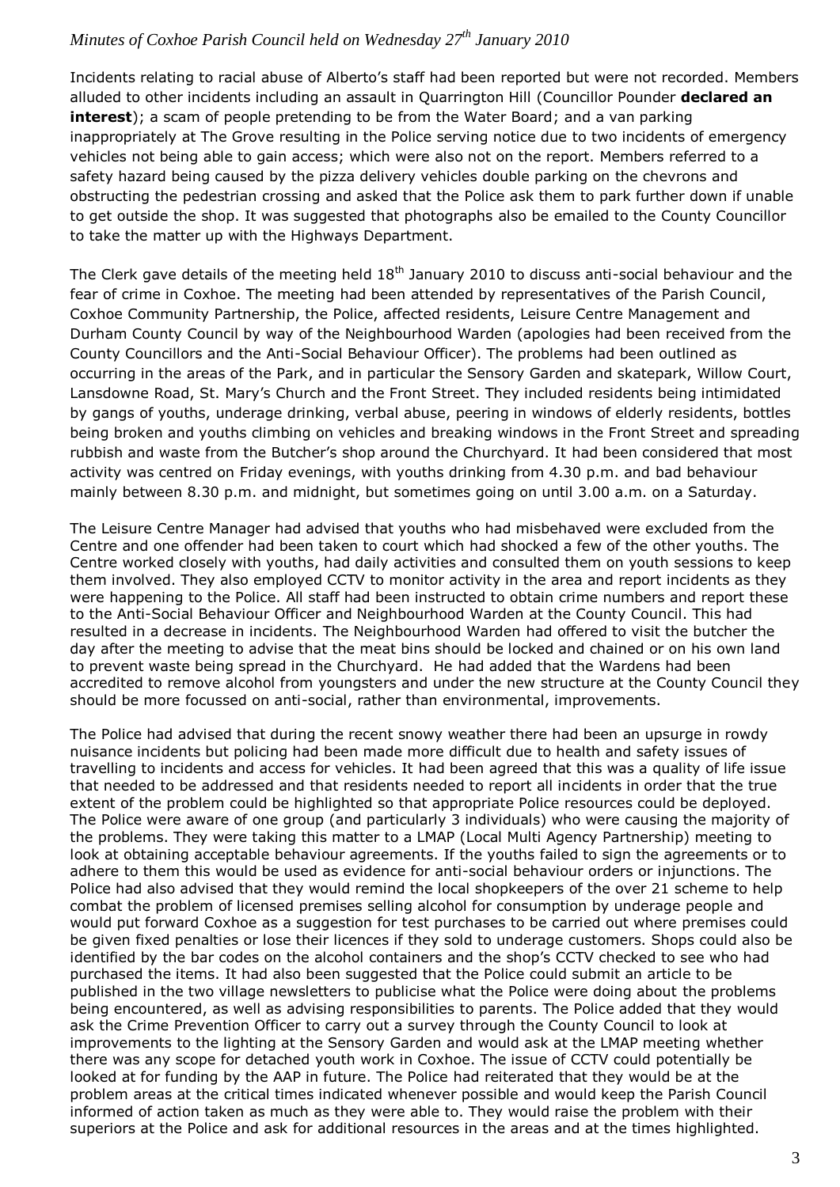Incidents relating to racial abuse of Alberto's staff had been reported but were not recorded. Members alluded to other incidents including an assault in Quarrington Hill (Councillor Pounder **declared an interest**); a scam of people pretending to be from the Water Board; and a van parking inappropriately at The Grove resulting in the Police serving notice due to two incidents of emergency vehicles not being able to gain access; which were also not on the report. Members referred to a safety hazard being caused by the pizza delivery vehicles double parking on the chevrons and obstructing the pedestrian crossing and asked that the Police ask them to park further down if unable to get outside the shop. It was suggested that photographs also be emailed to the County Councillor to take the matter up with the Highways Department.

The Clerk gave details of the meeting held 18th January 2010 to discuss anti-social behaviour and the fear of crime in Coxhoe. The meeting had been attended by representatives of the Parish Council, Coxhoe Community Partnership, the Police, affected residents, Leisure Centre Management and Durham County Council by way of the Neighbourhood Warden (apologies had been received from the County Councillors and the Anti-Social Behaviour Officer). The problems had been outlined as occurring in the areas of the Park, and in particular the Sensory Garden and skatepark, Willow Court, Lansdowne Road, St. Mary's Church and the Front Street. They included residents being intimidated by gangs of youths, underage drinking, verbal abuse, peering in windows of elderly residents, bottles being broken and youths climbing on vehicles and breaking windows in the Front Street and spreading rubbish and waste from the Butcher's shop around the Churchyard. It had been considered that most activity was centred on Friday evenings, with youths drinking from 4.30 p.m. and bad behaviour mainly between 8.30 p.m. and midnight, but sometimes going on until 3.00 a.m. on a Saturday.

The Leisure Centre Manager had advised that youths who had misbehaved were excluded from the Centre and one offender had been taken to court which had shocked a few of the other youths. The Centre worked closely with youths, had daily activities and consulted them on youth sessions to keep them involved. They also employed CCTV to monitor activity in the area and report incidents as they were happening to the Police. All staff had been instructed to obtain crime numbers and report these to the Anti-Social Behaviour Officer and Neighbourhood Warden at the County Council. This had resulted in a decrease in incidents. The Neighbourhood Warden had offered to visit the butcher the day after the meeting to advise that the meat bins should be locked and chained or on his own land to prevent waste being spread in the Churchyard. He had added that the Wardens had been accredited to remove alcohol from youngsters and under the new structure at the County Council they should be more focussed on anti-social, rather than environmental, improvements.

The Police had advised that during the recent snowy weather there had been an upsurge in rowdy nuisance incidents but policing had been made more difficult due to health and safety issues of travelling to incidents and access for vehicles. It had been agreed that this was a quality of life issue that needed to be addressed and that residents needed to report all incidents in order that the true extent of the problem could be highlighted so that appropriate Police resources could be deployed. The Police were aware of one group (and particularly 3 individuals) who were causing the majority of the problems. They were taking this matter to a LMAP (Local Multi Agency Partnership) meeting to look at obtaining acceptable behaviour agreements. If the youths failed to sign the agreements or to adhere to them this would be used as evidence for anti-social behaviour orders or injunctions. The Police had also advised that they would remind the local shopkeepers of the over 21 scheme to help combat the problem of licensed premises selling alcohol for consumption by underage people and would put forward Coxhoe as a suggestion for test purchases to be carried out where premises could be given fixed penalties or lose their licences if they sold to underage customers. Shops could also be identified by the bar codes on the alcohol containers and the shop's CCTV checked to see who had purchased the items. It had also been suggested that the Police could submit an article to be published in the two village newsletters to publicise what the Police were doing about the problems being encountered, as well as advising responsibilities to parents. The Police added that they would ask the Crime Prevention Officer to carry out a survey through the County Council to look at improvements to the lighting at the Sensory Garden and would ask at the LMAP meeting whether there was any scope for detached youth work in Coxhoe. The issue of CCTV could potentially be looked at for funding by the AAP in future. The Police had reiterated that they would be at the problem areas at the critical times indicated whenever possible and would keep the Parish Council informed of action taken as much as they were able to. They would raise the problem with their superiors at the Police and ask for additional resources in the areas and at the times highlighted.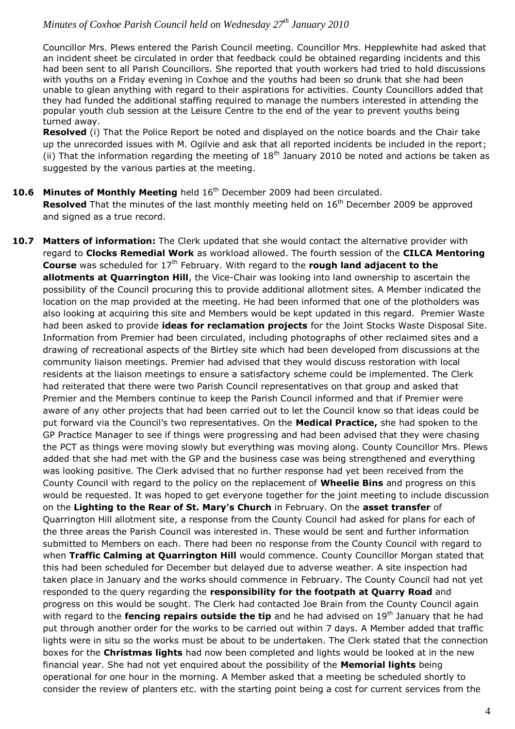Councillor Mrs. Plews entered the Parish Council meeting. Councillor Mrs. Hepplewhite had asked that an incident sheet be circulated in order that feedback could be obtained regarding incidents and this had been sent to all Parish Councillors. She reported that youth workers had tried to hold discussions with youths on a Friday evening in Coxhoe and the youths had been so drunk that she had been unable to glean anything with regard to their aspirations for activities. County Councillors added that they had funded the additional staffing required to manage the numbers interested in attending the popular youth club session at the Leisure Centre to the end of the year to prevent youths being turned away.

**Resolved** (i) That the Police Report be noted and displayed on the notice boards and the Chair take up the unrecorded issues with M. Ogilvie and ask that all reported incidents be included in the report; (ii) That the information regarding the meeting of 18th January 2010 be noted and actions be taken as suggested by the various parties at the meeting.

**10.6 Minutes of Monthly Meeting** held 16th December 2009 had been circulated.
**Resolved** That the minutes of the last monthly meeting held on 16th December 2009 be approved and signed as a true record.

**10.7 Matters of information:** The Clerk updated that she would contact the alternative provider with regard to **Clocks Remedial Work** as workload allowed. The fourth session of the **CILCA Mentoring Course** was scheduled for 17th February. With regard to the **rough land adjacent to the allotments at Quarrington Hill**, the Vice-Chair was looking into land ownership to ascertain the possibility of the Council procuring this to provide additional allotment sites. A Member indicated the location on the map provided at the meeting. He had been informed that one of the plotholders was also looking at acquiring this site and Members would be kept updated in this regard. Premier Waste had been asked to provide **ideas for reclamation projects** for the Joint Stocks Waste Disposal Site. Information from Premier had been circulated, including photographs of other reclaimed sites and a drawing of recreational aspects of the Birtley site which had been developed from discussions at the community liaison meetings. Premier had advised that they would discuss restoration with local residents at the liaison meetings to ensure a satisfactory scheme could be implemented. The Clerk had reiterated that there were two Parish Council representatives on that group and asked that Premier and the Members continue to keep the Parish Council informed and that if Premier were aware of any other projects that had been carried out to let the Council know so that ideas could be put forward via the Council's two representatives. On the **Medical Practice,** she had spoken to the GP Practice Manager to see if things were progressing and had been advised that they were chasing the PCT as things were moving slowly but everything was moving along. County Councillor Mrs. Plews added that she had met with the GP and the business case was being strengthened and everything was looking positive. The Clerk advised that no further response had yet been received from the County Council with regard to the policy on the replacement of **Wheelie Bins** and progress on this would be requested. It was hoped to get everyone together for the joint meeting to include discussion on the **Lighting to the Rear of St. Mary's Church** in February. On the **asset transfer** of Quarrington Hill allotment site, a response from the County Council had asked for plans for each of the three areas the Parish Council was interested in. These would be sent and further information submitted to Members on each. There had been no response from the County Council with regard to when **Traffic Calming at Quarrington Hill** would commence. County Councillor Morgan stated that this had been scheduled for December but delayed due to adverse weather. A site inspection had taken place in January and the works should commence in February. The County Council had not yet responded to the query regarding the **responsibility for the footpath at Quarry Road** and progress on this would be sought. The Clerk had contacted Joe Brain from the County Council again with regard to the **fencing repairs outside the tip** and he had advised on 19th January that he had put through another order for the works to be carried out within 7 days. A Member added that traffic lights were in situ so the works must be about to be undertaken. The Clerk stated that the connection boxes for the **Christmas lights** had now been completed and lights would be looked at in the new financial year. She had not yet enquired about the possibility of the **Memorial lights** being operational for one hour in the morning. A Member asked that a meeting be scheduled shortly to consider the review of planters etc. with the starting point being a cost for current services from the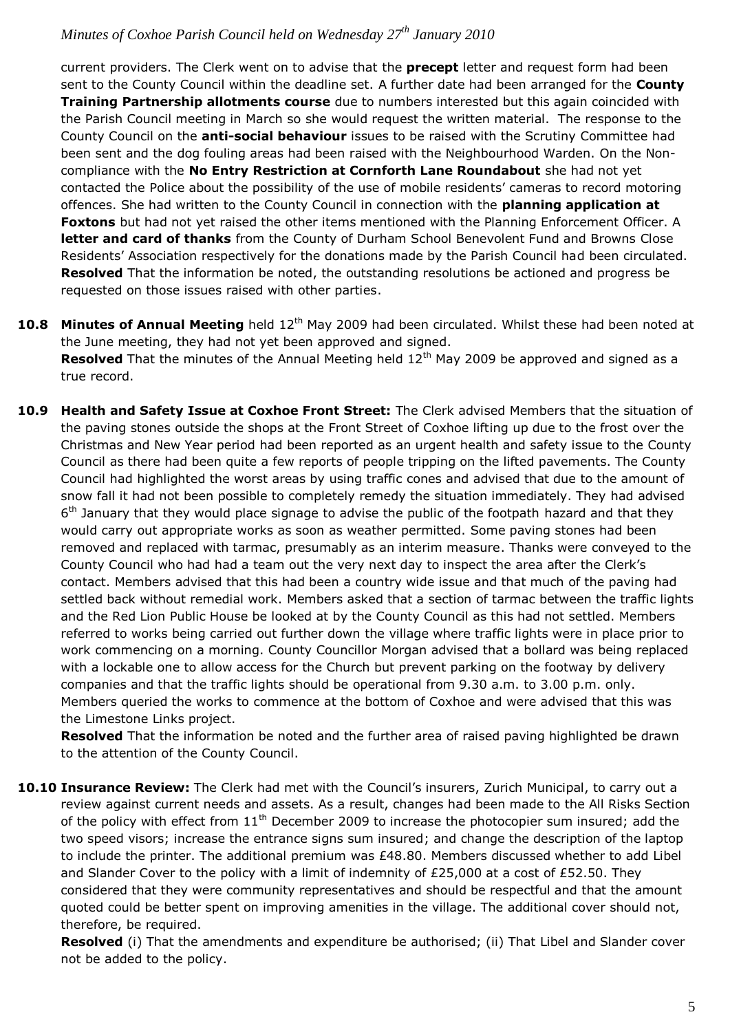current providers. The Clerk went on to advise that the **precept** letter and request form had been sent to the County Council within the deadline set. A further date had been arranged for the **County Training Partnership allotments course** due to numbers interested but this again coincided with the Parish Council meeting in March so she would request the written material. The response to the County Council on the **anti-social behaviour** issues to be raised with the Scrutiny Committee had been sent and the dog fouling areas had been raised with the Neighbourhood Warden. On the Non-compliance with the **No Entry Restriction at Cornforth Lane Roundabout** she had not yet contacted the Police about the possibility of the use of mobile residents' cameras to record motoring offences. She had written to the County Council in connection with the **planning application at Foxtons** but had not yet raised the other items mentioned with the Planning Enforcement Officer. A **letter and card of thanks** from the County of Durham School Benevolent Fund and Browns Close Residents' Association respectively for the donations made by the Parish Council had been circulated.
**Resolved** That the information be noted, the outstanding resolutions be actioned and progress be requested on those issues raised with other parties.

**10.8 Minutes of Annual Meeting** held 12th May 2009 had been circulated. Whilst these had been noted at the June meeting, they had not yet been approved and signed.
**Resolved** That the minutes of the Annual Meeting held 12th May 2009 be approved and signed as a true record.

**10.9 Health and Safety Issue at Coxhoe Front Street:** The Clerk advised Members that the situation of the paving stones outside the shops at the Front Street of Coxhoe lifting up due to the frost over the Christmas and New Year period had been reported as an urgent health and safety issue to the County Council as there had been quite a few reports of people tripping on the lifted pavements. The County Council had highlighted the worst areas by using traffic cones and advised that due to the amount of snow fall it had not been possible to completely remedy the situation immediately. They had advised 6th January that they would place signage to advise the public of the footpath hazard and that they would carry out appropriate works as soon as weather permitted. Some paving stones had been removed and replaced with tarmac, presumably as an interim measure. Thanks were conveyed to the County Council who had had a team out the very next day to inspect the area after the Clerk's contact. Members advised that this had been a country wide issue and that much of the paving had settled back without remedial work. Members asked that a section of tarmac between the traffic lights and the Red Lion Public House be looked at by the County Council as this had not settled. Members referred to works being carried out further down the village where traffic lights were in place prior to work commencing on a morning. County Councillor Morgan advised that a bollard was being replaced with a lockable one to allow access for the Church but prevent parking on the footway by delivery companies and that the traffic lights should be operational from 9.30 a.m. to 3.00 p.m. only. Members queried the works to commence at the bottom of Coxhoe and were advised that this was the Limestone Links project.
**Resolved** That the information be noted and the further area of raised paving highlighted be drawn to the attention of the County Council.

**10.10 Insurance Review:** The Clerk had met with the Council's insurers, Zurich Municipal, to carry out a review against current needs and assets. As a result, changes had been made to the All Risks Section of the policy with effect from 11th December 2009 to increase the photocopier sum insured; add the two speed visors; increase the entrance signs sum insured; and change the description of the laptop to include the printer. The additional premium was £48.80. Members discussed whether to add Libel and Slander Cover to the policy with a limit of indemnity of £25,000 at a cost of £52.50. They considered that they were community representatives and should be respectful and that the amount quoted could be better spent on improving amenities in the village. The additional cover should not, therefore, be required.
**Resolved** (i) That the amendments and expenditure be authorised; (ii) That Libel and Slander cover not be added to the policy.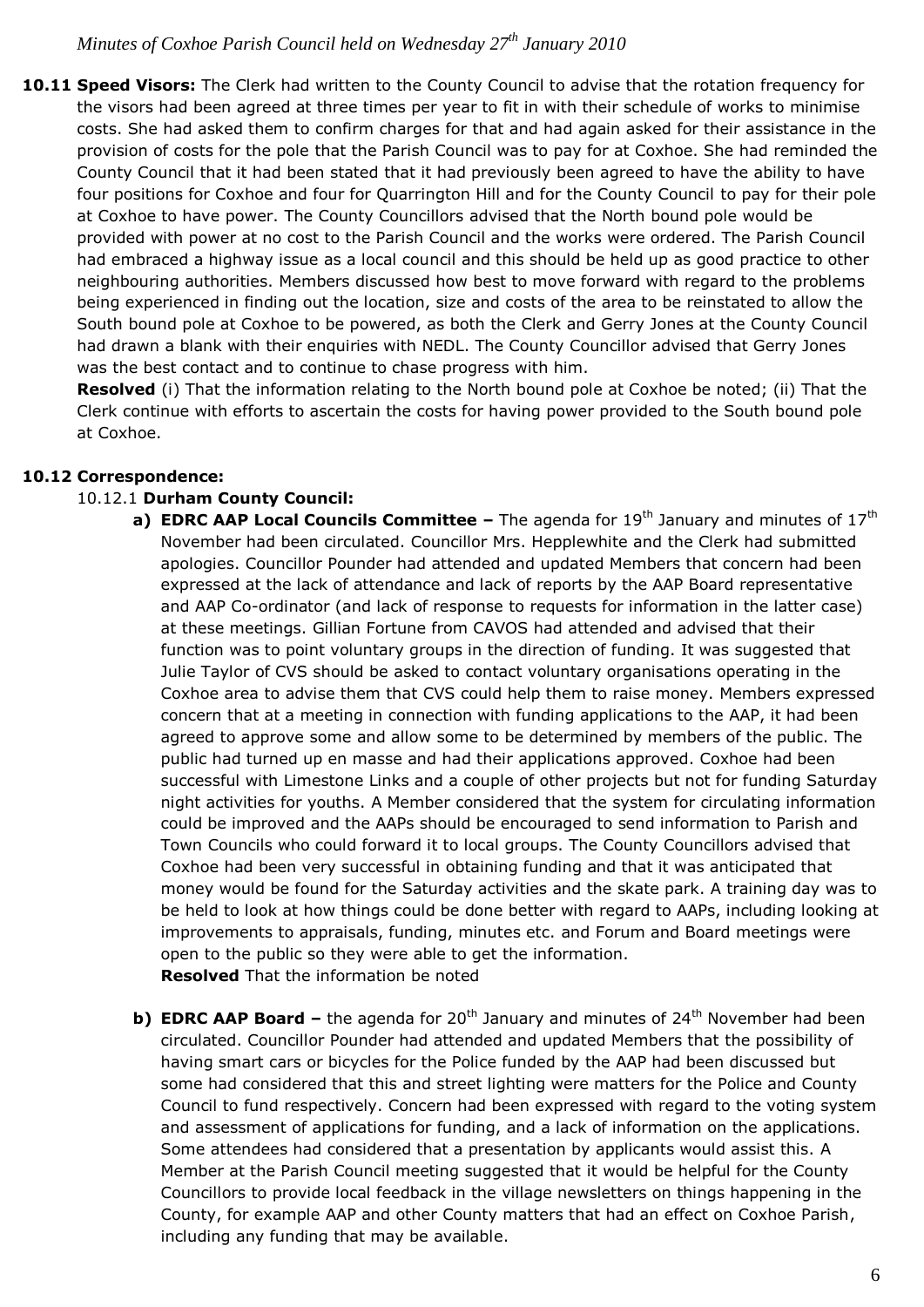**10.11 Speed Visors:** The Clerk had written to the County Council to advise that the rotation frequency for the visors had been agreed at three times per year to fit in with their schedule of works to minimise costs. She had asked them to confirm charges for that and had again asked for their assistance in the provision of costs for the pole that the Parish Council was to pay for at Coxhoe. She had reminded the County Council that it had been stated that it had previously been agreed to have the ability to have four positions for Coxhoe and four for Quarrington Hill and for the County Council to pay for their pole at Coxhoe to have power. The County Councillors advised that the North bound pole would be provided with power at no cost to the Parish Council and the works were ordered. The Parish Council had embraced a highway issue as a local council and this should be held up as good practice to other neighbouring authorities. Members discussed how best to move forward with regard to the problems being experienced in finding out the location, size and costs of the area to be reinstated to allow the South bound pole at Coxhoe to be powered, as both the Clerk and Gerry Jones at the County Council had drawn a blank with their enquiries with NEDL. The County Councillor advised that Gerry Jones was the best contact and to continue to chase progress with him.

**Resolved** (i) That the information relating to the North bound pole at Coxhoe be noted; (ii) That the Clerk continue with efforts to ascertain the costs for having power provided to the South bound pole at Coxhoe.

**10.12 Correspondence:**

10.12.1 **Durham County Council:**

**a) EDRC AAP Local Councils Committee –** The agenda for 19th January and minutes of 17th November had been circulated. Councillor Mrs. Hepplewhite and the Clerk had submitted apologies. Councillor Pounder had attended and updated Members that concern had been expressed at the lack of attendance and lack of reports by the AAP Board representative and AAP Co-ordinator (and lack of response to requests for information in the latter case) at these meetings. Gillian Fortune from CAVOS had attended and advised that their function was to point voluntary groups in the direction of funding. It was suggested that Julie Taylor of CVS should be asked to contact voluntary organisations operating in the Coxhoe area to advise them that CVS could help them to raise money. Members expressed concern that at a meeting in connection with funding applications to the AAP, it had been agreed to approve some and allow some to be determined by members of the public. The public had turned up en masse and had their applications approved. Coxhoe had been successful with Limestone Links and a couple of other projects but not for funding Saturday night activities for youths. A Member considered that the system for circulating information could be improved and the AAPs should be encouraged to send information to Parish and Town Councils who could forward it to local groups. The County Councillors advised that Coxhoe had been very successful in obtaining funding and that it was anticipated that money would be found for the Saturday activities and the skate park. A training day was to be held to look at how things could be done better with regard to AAPs, including looking at improvements to appraisals, funding, minutes etc. and Forum and Board meetings were open to the public so they were able to get the information.

**Resolved** That the information be noted

**b) EDRC AAP Board –** the agenda for 20th January and minutes of 24th November had been circulated. Councillor Pounder had attended and updated Members that the possibility of having smart cars or bicycles for the Police funded by the AAP had been discussed but some had considered that this and street lighting were matters for the Police and County Council to fund respectively. Concern had been expressed with regard to the voting system and assessment of applications for funding, and a lack of information on the applications. Some attendees had considered that a presentation by applicants would assist this. A Member at the Parish Council meeting suggested that it would be helpful for the County Councillors to provide local feedback in the village newsletters on things happening in the County, for example AAP and other County matters that had an effect on Coxhoe Parish, including any funding that may be available.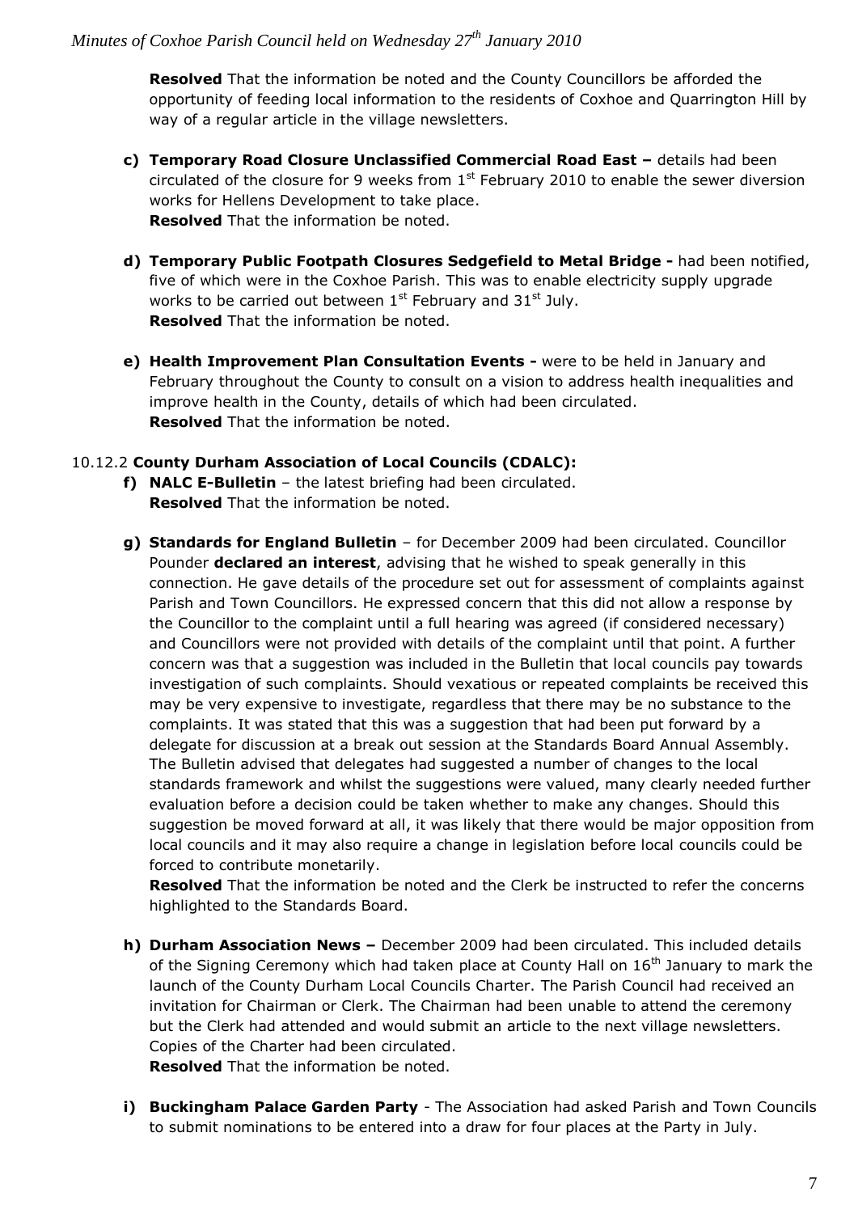**Resolved** That the information be noted and the County Councillors be afforded the opportunity of feeding local information to the residents of Coxhoe and Quarrington Hill by way of a regular article in the village newsletters.

**c) Temporary Road Closure Unclassified Commercial Road East –** details had been circulated of the closure for 9 weeks from 1st February 2010 to enable the sewer diversion works for Hellens Development to take place.
**Resolved** That the information be noted.

**d) Temporary Public Footpath Closures Sedgefield to Metal Bridge -** had been notified, five of which were in the Coxhoe Parish. This was to enable electricity supply upgrade works to be carried out between 1st February and 31st July.
**Resolved** That the information be noted.

**e) Health Improvement Plan Consultation Events -** were to be held in January and February throughout the County to consult on a vision to address health inequalities and improve health in the County, details of which had been circulated.
**Resolved** That the information be noted.

10.12.2 **County Durham Association of Local Councils (CDALC):**

**f) NALC E-Bulletin** – the latest briefing had been circulated.
**Resolved** That the information be noted.

**g) Standards for England Bulletin** – for December 2009 had been circulated. Councillor Pounder **declared an interest**, advising that he wished to speak generally in this connection. He gave details of the procedure set out for assessment of complaints against Parish and Town Councillors. He expressed concern that this did not allow a response by the Councillor to the complaint until a full hearing was agreed (if considered necessary) and Councillors were not provided with details of the complaint until that point. A further concern was that a suggestion was included in the Bulletin that local councils pay towards investigation of such complaints. Should vexatious or repeated complaints be received this may be very expensive to investigate, regardless that there may be no substance to the complaints. It was stated that this was a suggestion that had been put forward by a delegate for discussion at a break out session at the Standards Board Annual Assembly. The Bulletin advised that delegates had suggested a number of changes to the local standards framework and whilst the suggestions were valued, many clearly needed further evaluation before a decision could be taken whether to make any changes. Should this suggestion be moved forward at all, it was likely that there would be major opposition from local councils and it may also require a change in legislation before local councils could be forced to contribute monetarily.
**Resolved** That the information be noted and the Clerk be instructed to refer the concerns highlighted to the Standards Board.

**h) Durham Association News –** December 2009 had been circulated. This included details of the Signing Ceremony which had taken place at County Hall on 16th January to mark the launch of the County Durham Local Councils Charter. The Parish Council had received an invitation for Chairman or Clerk. The Chairman had been unable to attend the ceremony but the Clerk had attended and would submit an article to the next village newsletters. Copies of the Charter had been circulated.
**Resolved** That the information be noted.

**i) Buckingham Palace Garden Party** - The Association had asked Parish and Town Councils to submit nominations to be entered into a draw for four places at the Party in July.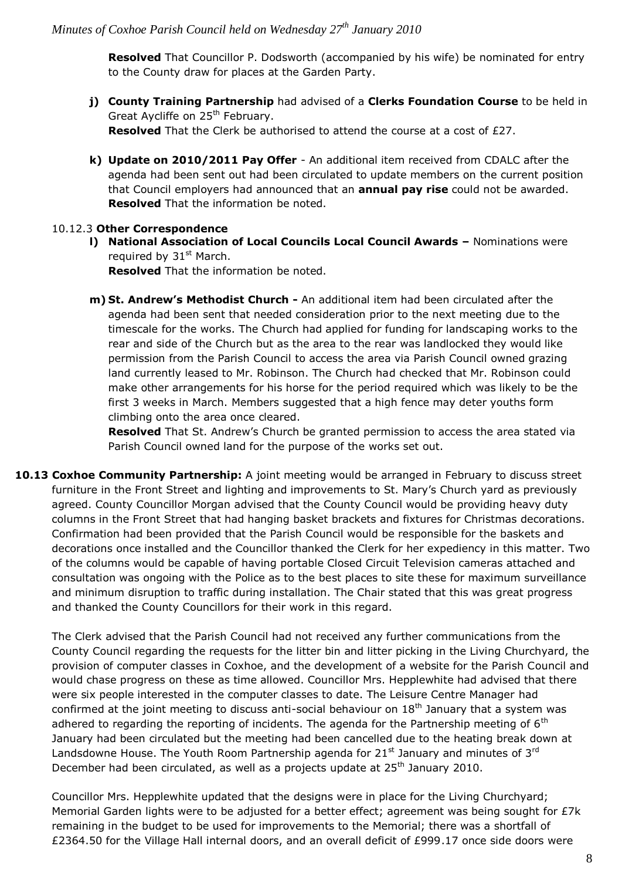**Resolved** That Councillor P. Dodsworth (accompanied by his wife) be nominated for entry to the County draw for places at the Garden Party.

**j) County Training Partnership** had advised of a **Clerks Foundation Course** to be held in Great Aycliffe on 25th February.
**Resolved** That the Clerk be authorised to attend the course at a cost of £27.

**k) Update on 2010/2011 Pay Offer** - An additional item received from CDALC after the agenda had been sent out had been circulated to update members on the current position that Council employers had announced that an **annual pay rise** could not be awarded.
**Resolved** That the information be noted.

10.12.3 **Other Correspondence**

**l) National Association of Local Councils Local Council Awards –** Nominations were required by 31st March.
**Resolved** That the information be noted.

**m) St. Andrew's Methodist Church -** An additional item had been circulated after the agenda had been sent that needed consideration prior to the next meeting due to the timescale for the works. The Church had applied for funding for landscaping works to the rear and side of the Church but as the area to the rear was landlocked they would like permission from the Parish Council to access the area via Parish Council owned grazing land currently leased to Mr. Robinson. The Church had checked that Mr. Robinson could make other arrangements for his horse for the period required which was likely to be the first 3 weeks in March. Members suggested that a high fence may deter youths form climbing onto the area once cleared.
**Resolved** That St. Andrew's Church be granted permission to access the area stated via Parish Council owned land for the purpose of the works set out.

**10.13 Coxhoe Community Partnership:** A joint meeting would be arranged in February to discuss street furniture in the Front Street and lighting and improvements to St. Mary's Church yard as previously agreed. County Councillor Morgan advised that the County Council would be providing heavy duty columns in the Front Street that had hanging basket brackets and fixtures for Christmas decorations. Confirmation had been provided that the Parish Council would be responsible for the baskets and decorations once installed and the Councillor thanked the Clerk for her expediency in this matter. Two of the columns would be capable of having portable Closed Circuit Television cameras attached and consultation was ongoing with the Police as to the best places to site these for maximum surveillance and minimum disruption to traffic during installation. The Chair stated that this was great progress and thanked the County Councillors for their work in this regard.

The Clerk advised that the Parish Council had not received any further communications from the County Council regarding the requests for the litter bin and litter picking in the Living Churchyard, the provision of computer classes in Coxhoe, and the development of a website for the Parish Council and would chase progress on these as time allowed. Councillor Mrs. Hepplewhite had advised that there were six people interested in the computer classes to date. The Leisure Centre Manager had confirmed at the joint meeting to discuss anti-social behaviour on 18th January that a system was adhered to regarding the reporting of incidents. The agenda for the Partnership meeting of 6th January had been circulated but the meeting had been cancelled due to the heating break down at Landsdowne House. The Youth Room Partnership agenda for 21st January and minutes of 3rd December had been circulated, as well as a projects update at 25th January 2010.

Councillor Mrs. Hepplewhite updated that the designs were in place for the Living Churchyard; Memorial Garden lights were to be adjusted for a better effect; agreement was being sought for £7k remaining in the budget to be used for improvements to the Memorial; there was a shortfall of £2364.50 for the Village Hall internal doors, and an overall deficit of £999.17 once side doors were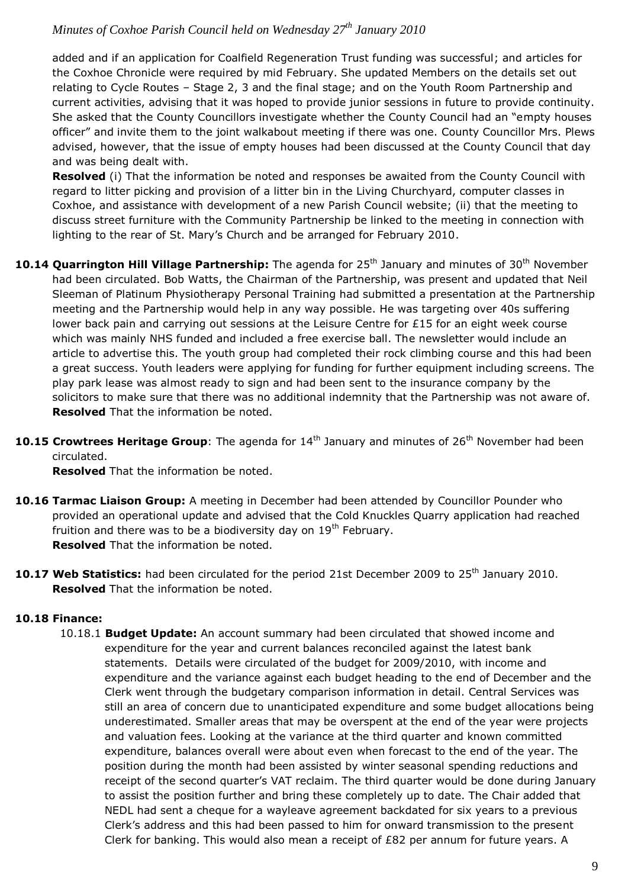added and if an application for Coalfield Regeneration Trust funding was successful; and articles for the Coxhoe Chronicle were required by mid February. She updated Members on the details set out relating to Cycle Routes – Stage 2, 3 and the final stage; and on the Youth Room Partnership and current activities, advising that it was hoped to provide junior sessions in future to provide continuity. She asked that the County Councillors investigate whether the County Council had an "empty houses officer" and invite them to the joint walkabout meeting if there was one. County Councillor Mrs. Plews advised, however, that the issue of empty houses had been discussed at the County Council that day and was being dealt with.

**Resolved** (i) That the information be noted and responses be awaited from the County Council with regard to litter picking and provision of a litter bin in the Living Churchyard, computer classes in Coxhoe, and assistance with development of a new Parish Council website; (ii) that the meeting to discuss street furniture with the Community Partnership be linked to the meeting in connection with lighting to the rear of St. Mary's Church and be arranged for February 2010.

**10.14 Quarrington Hill Village Partnership:** The agenda for 25th January and minutes of 30th November had been circulated. Bob Watts, the Chairman of the Partnership, was present and updated that Neil Sleeman of Platinum Physiotherapy Personal Training had submitted a presentation at the Partnership meeting and the Partnership would help in any way possible. He was targeting over 40s suffering lower back pain and carrying out sessions at the Leisure Centre for £15 for an eight week course which was mainly NHS funded and included a free exercise ball. The newsletter would include an article to advertise this. The youth group had completed their rock climbing course and this had been a great success. Youth leaders were applying for funding for further equipment including screens. The play park lease was almost ready to sign and had been sent to the insurance company by the solicitors to make sure that there was no additional indemnity that the Partnership was not aware of.
**Resolved** That the information be noted.

**10.15 Crowtrees Heritage Group**: The agenda for 14th January and minutes of 26th November had been circulated.
**Resolved** That the information be noted.

**10.16 Tarmac Liaison Group:** A meeting in December had been attended by Councillor Pounder who provided an operational update and advised that the Cold Knuckles Quarry application had reached fruition and there was to be a biodiversity day on 19th February.
**Resolved** That the information be noted.

**10.17 Web Statistics:** had been circulated for the period 21st December 2009 to 25th January 2010.
**Resolved** That the information be noted.

**10.18 Finance:**

10.18.1 **Budget Update:** An account summary had been circulated that showed income and expenditure for the year and current balances reconciled against the latest bank statements. Details were circulated of the budget for 2009/2010, with income and expenditure and the variance against each budget heading to the end of December and the Clerk went through the budgetary comparison information in detail. Central Services was still an area of concern due to unanticipated expenditure and some budget allocations being underestimated. Smaller areas that may be overspent at the end of the year were projects and valuation fees. Looking at the variance at the third quarter and known committed expenditure, balances overall were about even when forecast to the end of the year. The position during the month had been assisted by winter seasonal spending reductions and receipt of the second quarter's VAT reclaim. The third quarter would be done during January to assist the position further and bring these completely up to date. The Chair added that NEDL had sent a cheque for a wayleave agreement backdated for six years to a previous Clerk's address and this had been passed to him for onward transmission to the present Clerk for banking. This would also mean a receipt of £82 per annum for future years. A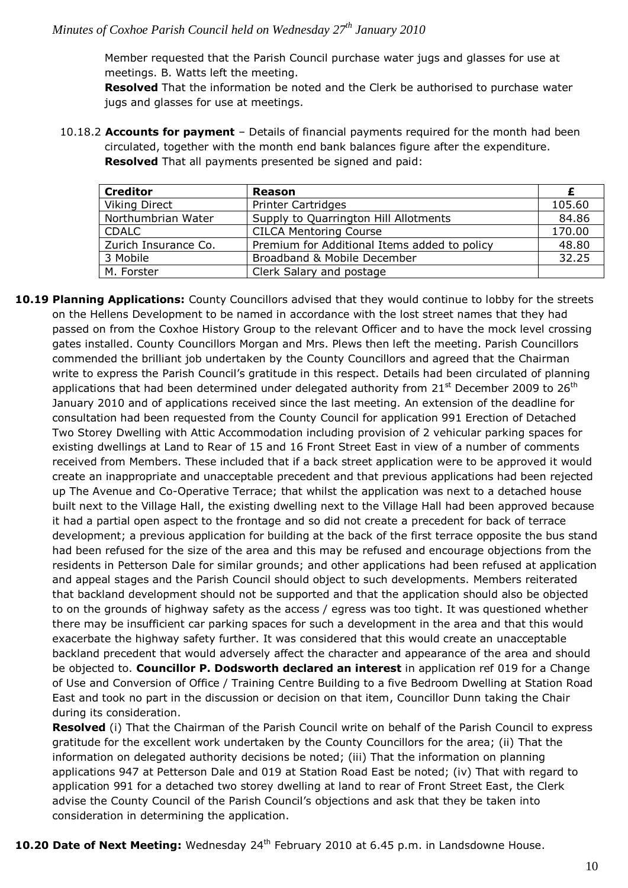Member requested that the Parish Council purchase water jugs and glasses for use at meetings. B. Watts left the meeting.

**Resolved** That the information be noted and the Clerk be authorised to purchase water jugs and glasses for use at meetings.

10.18.2 **Accounts for payment** – Details of financial payments required for the month had been circulated, together with the month end bank balances figure after the expenditure. **Resolved** That all payments presented be signed and paid:

| Creditor | Reason | £ |
|---|---|---|
| Viking Direct | Printer Cartridges | 105.60 |
| Northumbrian Water | Supply to Quarrington Hill Allotments | 84.86 |
| CDALC | CILCA Mentoring Course | 170.00 |
| Zurich Insurance Co. | Premium for Additional Items added to policy | 48.80 |
| 3 Mobile | Broadband & Mobile December | 32.25 |
| M. Forster | Clerk Salary and postage | |

**10.19 Planning Applications:** County Councillors advised that they would continue to lobby for the streets on the Hellens Development to be named in accordance with the lost street names that they had passed on from the Coxhoe History Group to the relevant Officer and to have the mock level crossing gates installed. County Councillors Morgan and Mrs. Plews then left the meeting. Parish Councillors commended the brilliant job undertaken by the County Councillors and agreed that the Chairman write to express the Parish Council's gratitude in this respect. Details had been circulated of planning applications that had been determined under delegated authority from 21st December 2009 to 26th January 2010 and of applications received since the last meeting. An extension of the deadline for consultation had been requested from the County Council for application 991 Erection of Detached Two Storey Dwelling with Attic Accommodation including provision of 2 vehicular parking spaces for existing dwellings at Land to Rear of 15 and 16 Front Street East in view of a number of comments received from Members. These included that if a back street application were to be approved it would create an inappropriate and unacceptable precedent and that previous applications had been rejected up The Avenue and Co-Operative Terrace; that whilst the application was next to a detached house built next to the Village Hall, the existing dwelling next to the Village Hall had been approved because it had a partial open aspect to the frontage and so did not create a precedent for back of terrace development; a previous application for building at the back of the first terrace opposite the bus stand had been refused for the size of the area and this may be refused and encourage objections from the residents in Petterson Dale for similar grounds; and other applications had been refused at application and appeal stages and the Parish Council should object to such developments. Members reiterated that backland development should not be supported and that the application should also be objected to on the grounds of highway safety as the access / egress was too tight. It was questioned whether there may be insufficient car parking spaces for such a development in the area and that this would exacerbate the highway safety further. It was considered that this would create an unacceptable backland precedent that would adversely affect the character and appearance of the area and should be objected to. **Councillor P. Dodsworth declared an interest** in application ref 019 for a Change of Use and Conversion of Office / Training Centre Building to a five Bedroom Dwelling at Station Road East and took no part in the discussion or decision on that item, Councillor Dunn taking the Chair during its consideration.

**Resolved** (i) That the Chairman of the Parish Council write on behalf of the Parish Council to express gratitude for the excellent work undertaken by the County Councillors for the area; (ii) That the information on delegated authority decisions be noted; (iii) That the information on planning applications 947 at Petterson Dale and 019 at Station Road East be noted; (iv) That with regard to application 991 for a detached two storey dwelling at land to rear of Front Street East, the Clerk advise the County Council of the Parish Council's objections and ask that they be taken into consideration in determining the application.

**10.20 Date of Next Meeting:** Wednesday 24th February 2010 at 6.45 p.m. in Landsdowne House.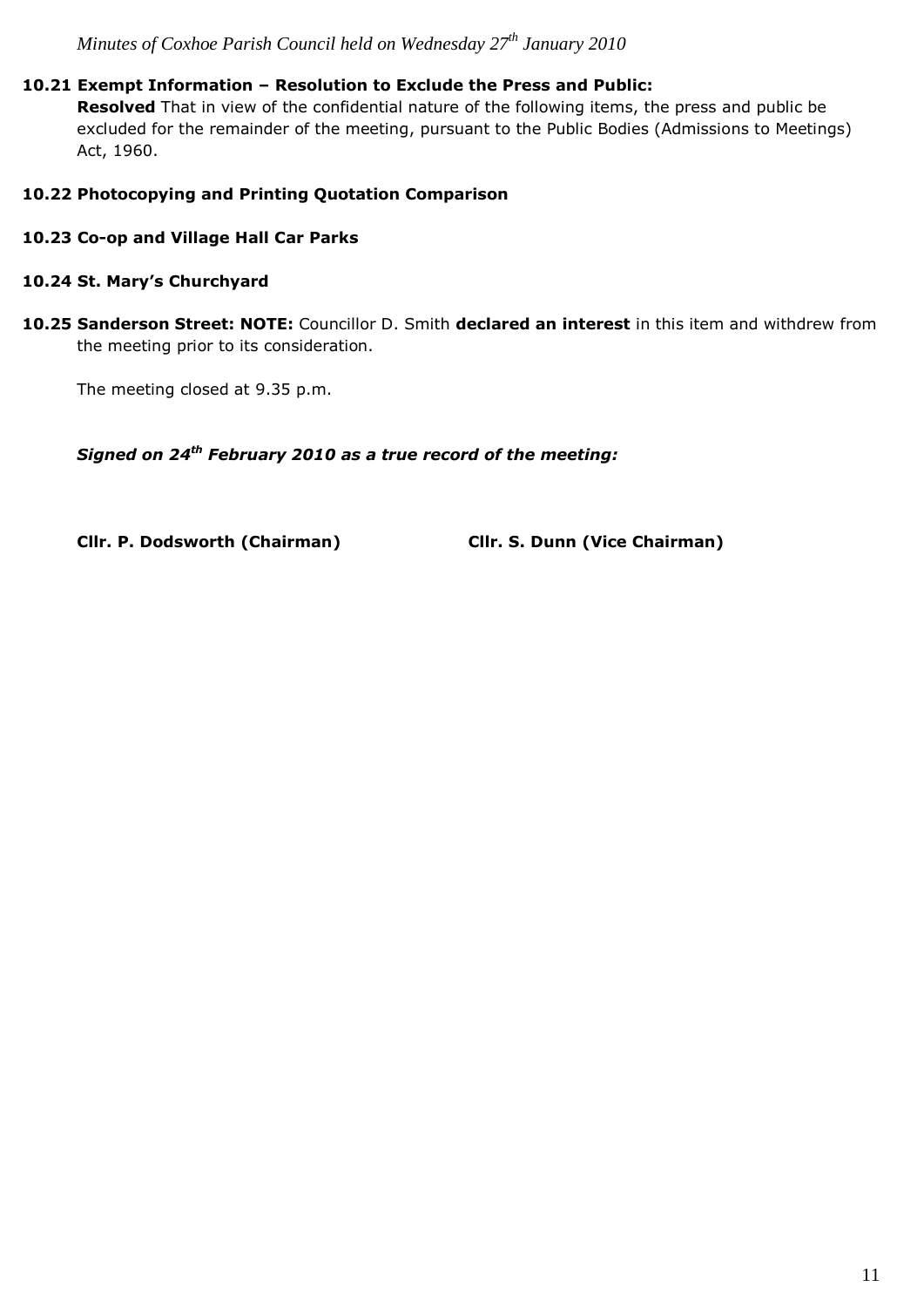**10.21 Exempt Information – Resolution to Exclude the Press and Public:**

**Resolved** That in view of the confidential nature of the following items, the press and public be excluded for the remainder of the meeting, pursuant to the Public Bodies (Admissions to Meetings) Act, 1960.

**10.22 Photocopying and Printing Quotation Comparison**

**10.23 Co-op and Village Hall Car Parks**

**10.24 St. Mary's Churchyard**

**10.25 Sanderson Street: NOTE:** Councillor D. Smith **declared an interest** in this item and withdrew from the meeting prior to its consideration.

The meeting closed at 9.35 p.m.

***Signed on 24th February 2010 as a true record of the meeting:***

**Cllr. P. Dodsworth (Chairman)** **Cllr. S. Dunn (Vice Chairman)**